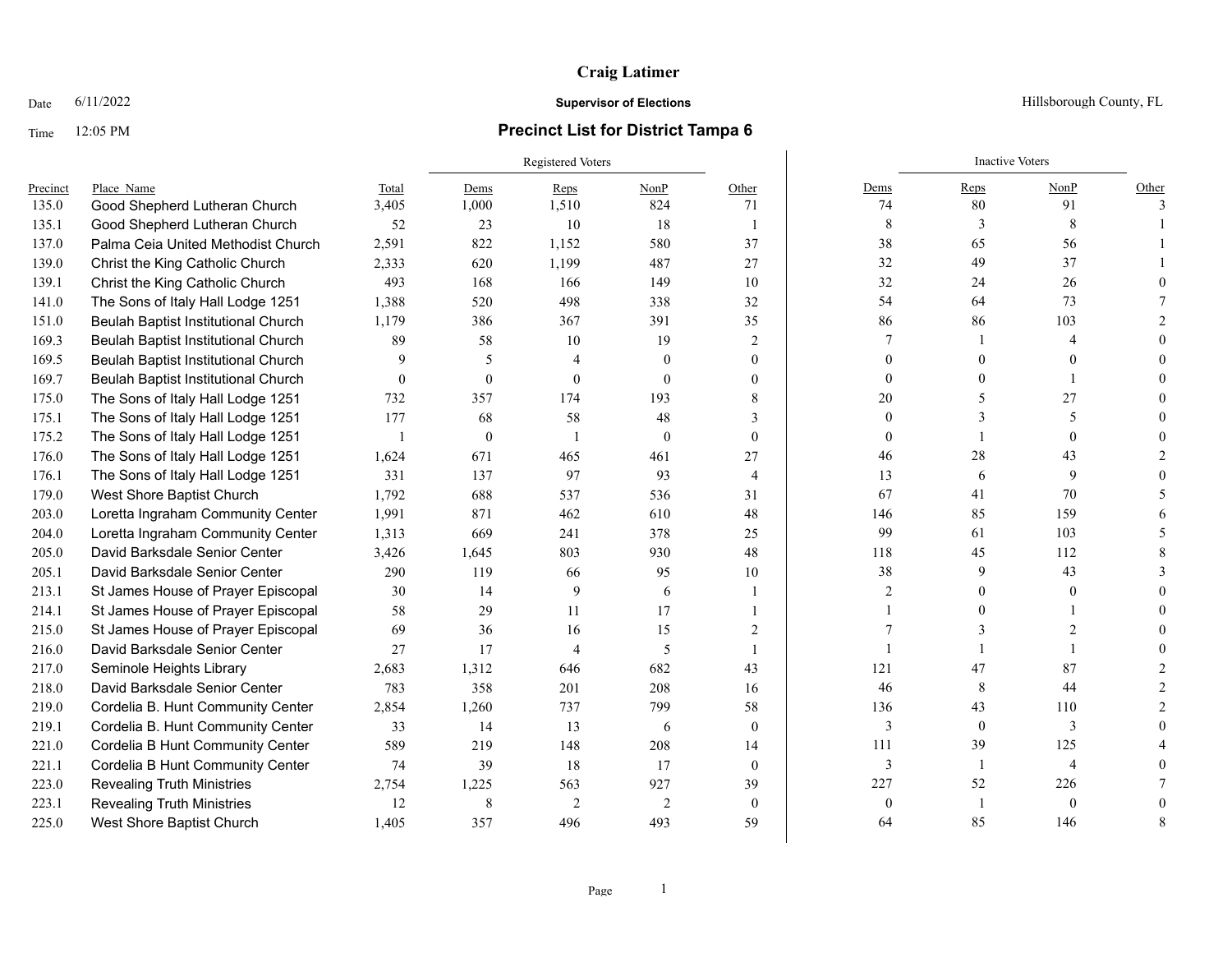# Craig Latimer

Date 6/11/2022

**Supervisor of Elections**

Hillsborough County, FL

Time 12:05 PM

## Precinct List for District Tampa 6

| Precinct | Place_Name | Total | Registered Voters | | | | Inactive Voters | | | |
|---|---|---|---|---|---|---|---|---|---|---|
| | | | Dems | Reps | NonP | Other | Dems | Reps | NonP | Other |
| 135.0 | Good Shepherd Lutheran Church | 3,405 | 1,000 | 1,510 | 824 | 71 | 74 | 80 | 91 | 3 |
| 135.1 | Good Shepherd Lutheran Church | 52 | 23 | 10 | 18 | 1 | 8 | 3 | 8 | 1 |
| 137.0 | Palma Ceia United Methodist Church | 2,591 | 822 | 1,152 | 580 | 37 | 38 | 65 | 56 | 1 |
| 139.0 | Christ the King Catholic Church | 2,333 | 620 | 1,199 | 487 | 27 | 32 | 49 | 37 | 1 |
| 139.1 | Christ the King Catholic Church | 493 | 168 | 166 | 149 | 10 | 32 | 24 | 26 | 0 |
| 141.0 | The Sons of Italy Hall Lodge 1251 | 1,388 | 520 | 498 | 338 | 32 | 54 | 64 | 73 | 7 |
| 151.0 | Beulah Baptist Institutional Church | 1,179 | 386 | 367 | 391 | 35 | 86 | 86 | 103 | 2 |
| 169.3 | Beulah Baptist Institutional Church | 89 | 58 | 10 | 19 | 2 | 7 | 1 | 4 | 0 |
| 169.5 | Beulah Baptist Institutional Church | 9 | 5 | 4 | 0 | 0 | 0 | 0 | 0 | 0 |
| 169.7 | Beulah Baptist Institutional Church | 0 | 0 | 0 | 0 | 0 | 0 | 0 | 1 | 0 |
| 175.0 | The Sons of Italy Hall Lodge 1251 | 732 | 357 | 174 | 193 | 8 | 20 | 5 | 27 | 0 |
| 175.1 | The Sons of Italy Hall Lodge 1251 | 177 | 68 | 58 | 48 | 3 | 0 | 3 | 5 | 0 |
| 175.2 | The Sons of Italy Hall Lodge 1251 | 1 | 0 | 1 | 0 | 0 | 0 | 1 | 0 | 0 |
| 176.0 | The Sons of Italy Hall Lodge 1251 | 1,624 | 671 | 465 | 461 | 27 | 46 | 28 | 43 | 2 |
| 176.1 | The Sons of Italy Hall Lodge 1251 | 331 | 137 | 97 | 93 | 4 | 13 | 6 | 9 | 0 |
| 179.0 | West Shore Baptist Church | 1,792 | 688 | 537 | 536 | 31 | 67 | 41 | 70 | 5 |
| 203.0 | Loretta Ingraham Community Center | 1,991 | 871 | 462 | 610 | 48 | 146 | 85 | 159 | 6 |
| 204.0 | Loretta Ingraham Community Center | 1,313 | 669 | 241 | 378 | 25 | 99 | 61 | 103 | 5 |
| 205.0 | David Barksdale Senior Center | 3,426 | 1,645 | 803 | 930 | 48 | 118 | 45 | 112 | 8 |
| 205.1 | David Barksdale Senior Center | 290 | 119 | 66 | 95 | 10 | 38 | 9 | 43 | 3 |
| 213.1 | St James House of Prayer Episcopal | 30 | 14 | 9 | 6 | 1 | 2 | 0 | 0 | 0 |
| 214.1 | St James House of Prayer Episcopal | 58 | 29 | 11 | 17 | 1 | 1 | 0 | 1 | 0 |
| 215.0 | St James House of Prayer Episcopal | 69 | 36 | 16 | 15 | 2 | 7 | 3 | 2 | 0 |
| 216.0 | David Barksdale Senior Center | 27 | 17 | 4 | 5 | 1 | 1 | 1 | 1 | 0 |
| 217.0 | Seminole Heights Library | 2,683 | 1,312 | 646 | 682 | 43 | 121 | 47 | 87 | 2 |
| 218.0 | David Barksdale Senior Center | 783 | 358 | 201 | 208 | 16 | 46 | 8 | 44 | 2 |
| 219.0 | Cordelia B. Hunt Community Center | 2,854 | 1,260 | 737 | 799 | 58 | 136 | 43 | 110 | 2 |
| 219.1 | Cordelia B. Hunt Community Center | 33 | 14 | 13 | 6 | 0 | 3 | 0 | 3 | 0 |
| 221.0 | Cordelia B Hunt Community Center | 589 | 219 | 148 | 208 | 14 | 111 | 39 | 125 | 4 |
| 221.1 | Cordelia B Hunt Community Center | 74 | 39 | 18 | 17 | 0 | 3 | 1 | 4 | 0 |
| 223.0 | Revealing Truth Ministries | 2,754 | 1,225 | 563 | 927 | 39 | 227 | 52 | 226 | 7 |
| 223.1 | Revealing Truth Ministries | 12 | 8 | 2 | 2 | 0 | 0 | 1 | 0 | 0 |
| 225.0 | West Shore Baptist Church | 1,405 | 357 | 496 | 493 | 59 | 64 | 85 | 146 | 8 |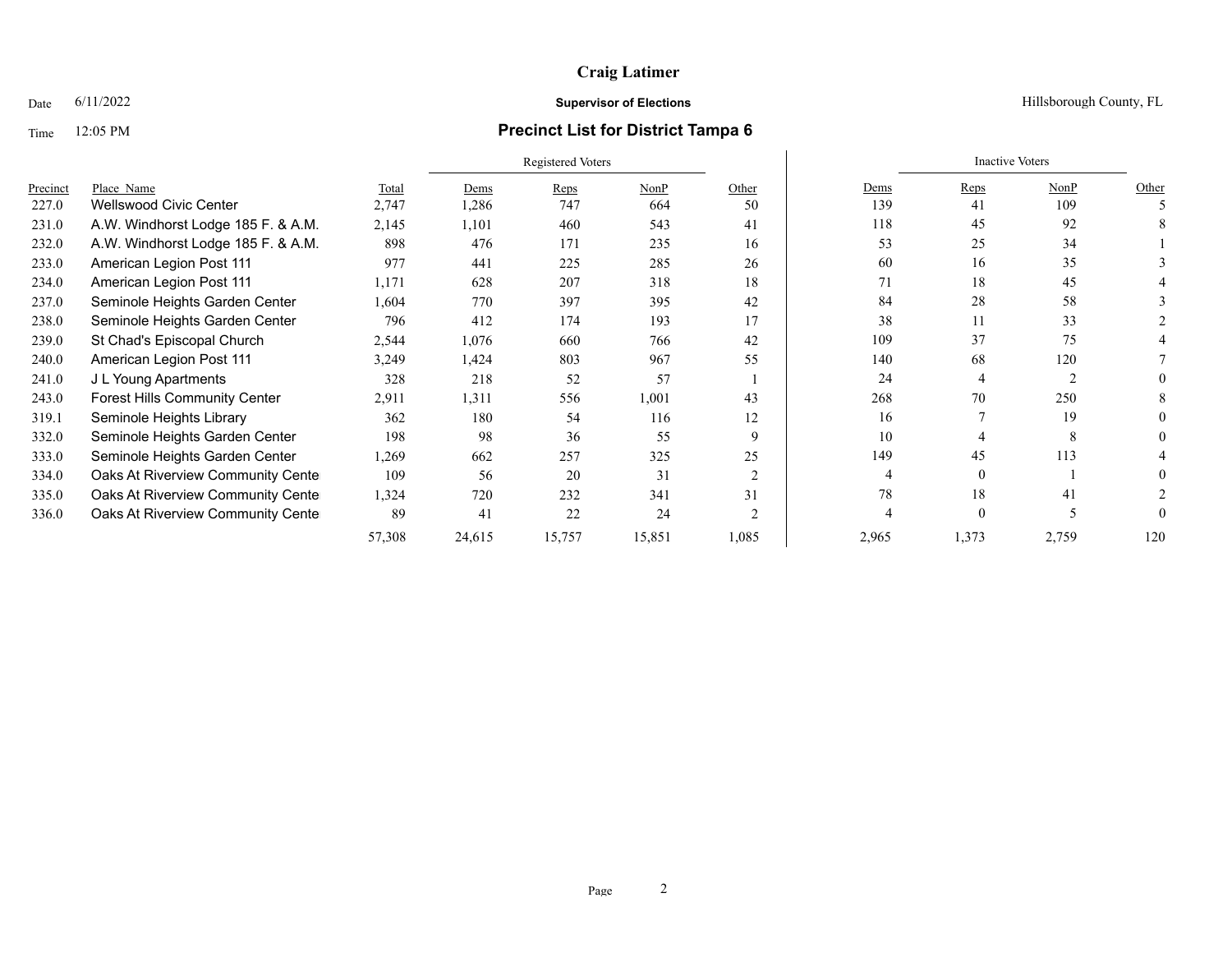**Craig Latimer**

Date 6/11/2022 **Supervisor of Elections** Hillsborough County, FL

Time 12:05 PM

## Precinct List for District Tampa 6

| | | | Registered Voters | | | | Inactive Voters | | | |
|---|---|---|---|---|---|---|---|---|---|---|
| Precinct | Place Name | Total | Dems | Reps | NonP | Other | Dems | Reps | NonP | Other |
| 227.0 | Wellswood Civic Center | 2,747 | 1,286 | 747 | 664 | 50 | 139 | 41 | 109 | 5 |
| 231.0 | A.W. Windhorst Lodge 185 F. & A.M. | 2,145 | 1,101 | 460 | 543 | 41 | 118 | 45 | 92 | 8 |
| 232.0 | A.W. Windhorst Lodge 185 F. & A.M. | 898 | 476 | 171 | 235 | 16 | 53 | 25 | 34 | 1 |
| 233.0 | American Legion Post 111 | 977 | 441 | 225 | 285 | 26 | 60 | 16 | 35 | 3 |
| 234.0 | American Legion Post 111 | 1,171 | 628 | 207 | 318 | 18 | 71 | 18 | 45 | 4 |
| 237.0 | Seminole Heights Garden Center | 1,604 | 770 | 397 | 395 | 42 | 84 | 28 | 58 | 3 |
| 238.0 | Seminole Heights Garden Center | 796 | 412 | 174 | 193 | 17 | 38 | 11 | 33 | 2 |
| 239.0 | St Chad's Episcopal Church | 2,544 | 1,076 | 660 | 766 | 42 | 109 | 37 | 75 | 4 |
| 240.0 | American Legion Post 111 | 3,249 | 1,424 | 803 | 967 | 55 | 140 | 68 | 120 | 7 |
| 241.0 | J L Young Apartments | 328 | 218 | 52 | 57 | 1 | 24 | 4 | 2 | 0 |
| 243.0 | Forest Hills Community Center | 2,911 | 1,311 | 556 | 1,001 | 43 | 268 | 70 | 250 | 8 |
| 319.1 | Seminole Heights Library | 362 | 180 | 54 | 116 | 12 | 16 | 7 | 19 | 0 |
| 332.0 | Seminole Heights Garden Center | 198 | 98 | 36 | 55 | 9 | 10 | 4 | 8 | 0 |
| 333.0 | Seminole Heights Garden Center | 1,269 | 662 | 257 | 325 | 25 | 149 | 45 | 113 | 4 |
| 334.0 | Oaks At Riverview Community Cente | 109 | 56 | 20 | 31 | 2 | 4 | 0 | 1 | 0 |
| 335.0 | Oaks At Riverview Community Cente | 1,324 | 720 | 232 | 341 | 31 | 78 | 18 | 41 | 2 |
| 336.0 | Oaks At Riverview Community Cente | 89 | 41 | 22 | 24 | 2 | 4 | 0 | 5 | 0 |
| | | 57,308 | 24,615 | 15,757 | 15,851 | 1,085 | 2,965 | 1,373 | 2,759 | 120 |